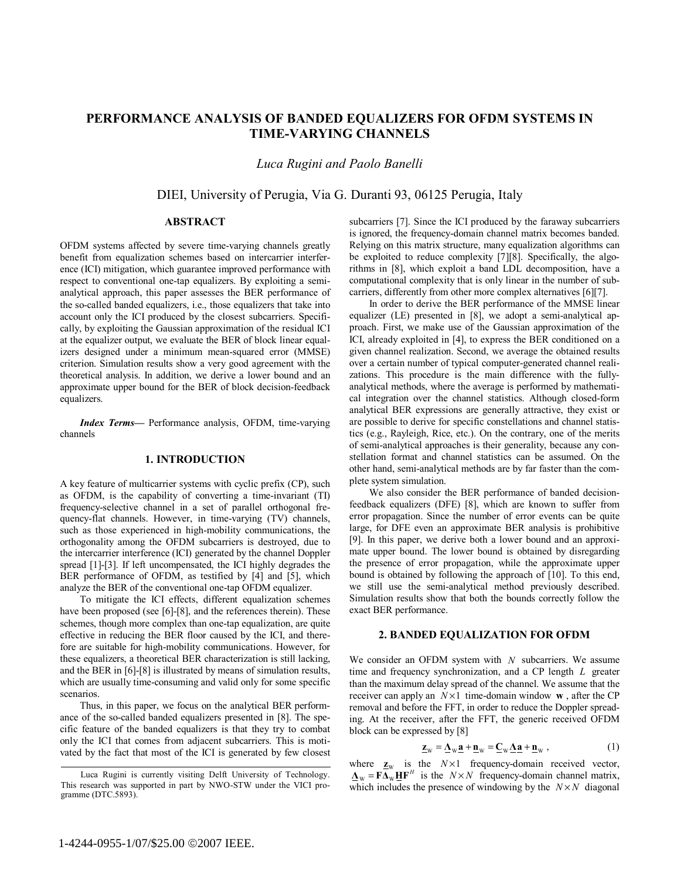# PERFORMANCE ANALYSIS OF BANDED EQUALIZERS FOR OFDM SYSTEMS IN TIME-VARYING CHANNELS

*Luca Rugini and Paolo Banelli*

DIEI, University of Perugia, Via G. Duranti 93, 06125 Perugia, Italy

## ABSTRACT

OFDM systems affected by severe time-varying channels greatly benefit from equalization schemes based on intercarrier interference (ICI) mitigation, which guarantee improved performance with respect to conventional one-tap equalizers. By exploiting a semi-analytical approach, this paper assesses the BER performance of the so-called banded equalizers, i.e., those equalizers that take into account only the ICI produced by the closest subcarriers. Specifically, by exploiting the Gaussian approximation of the residual ICI at the equalizer output, we evaluate the BER of block linear equalizers designed under a minimum mean-squared error (MMSE) criterion. Simulation results show a very good agreement with the theoretical analysis. In addition, we derive a lower bound and an approximate upper bound for the BER of block decision-feedback equalizers.

***Index Terms*****—** Performance analysis, OFDM, time-varying channels

## 1. INTRODUCTION

A key feature of multicarrier systems with cyclic prefix (CP), such as OFDM, is the capability of converting a time-invariant (TI) frequency-selective channel in a set of parallel orthogonal frequency-flat channels. However, in time-varying (TV) channels, such as those experienced in high-mobility communications, the orthogonality among the OFDM subcarriers is destroyed, due to the intercarrier interference (ICI) generated by the channel Doppler spread [1]-[3]. If left uncompensated, the ICI highly degrades the BER performance of OFDM, as testified by [4] and [5], which analyze the BER of the conventional one-tap OFDM equalizer.

To mitigate the ICI effects, different equalization schemes have been proposed (see [6]-[8], and the references therein). These schemes, though more complex than one-tap equalization, are quite effective in reducing the BER floor caused by the ICI, and therefore are suitable for high-mobility communications. However, for these equalizers, a theoretical BER characterization is still lacking, and the BER in [6]-[8] is illustrated by means of simulation results, which are usually time-consuming and valid only for some specific scenarios.

Thus, in this paper, we focus on the analytical BER performance of the so-called banded equalizers presented in [8]. The specific feature of the banded equalizers is that they try to combat only the ICI that comes from adjacent subcarriers. This is motivated by the fact that most of the ICI is generated by few closest subcarriers [7]. Since the ICI produced by the faraway subcarriers is ignored, the frequency-domain channel matrix becomes banded. Relying on this matrix structure, many equalization algorithms can be exploited to reduce complexity [7][8]. Specifically, the algorithms in [8], which exploit a band LDL decomposition, have a computational complexity that is only linear in the number of subcarriers, differently from other more complex alternatives [6][7].

In order to derive the BER performance of the MMSE linear equalizer (LE) presented in [8], we adopt a semi-analytical approach. First, we make use of the Gaussian approximation of the ICI, already exploited in [4], to express the BER conditioned on a given channel realization. Second, we average the obtained results over a certain number of typical computer-generated channel realizations. This procedure is the main difference with the fully-analytical methods, where the average is performed by mathematical integration over the channel statistics. Although closed-form analytical BER expressions are generally attractive, they exist or are possible to derive for specific constellations and channel statistics (e.g., Rayleigh, Rice, etc.). On the contrary, one of the merits of semi-analytical approaches is their generality, because any constellation format and channel statistics can be assumed. On the other hand, semi-analytical methods are by far faster than the complete system simulation.

We also consider the BER performance of banded decision-feedback equalizers (DFE) [8], which are known to suffer from error propagation. Since the number of error events can be quite large, for DFE even an approximate BER analysis is prohibitive [9]. In this paper, we derive both a lower bound and an approximate upper bound. The lower bound is obtained by disregarding the presence of error propagation, while the approximate upper bound is obtained by following the approach of [10]. To this end, we still use the semi-analytical method previously described. Simulation results show that both the bounds correctly follow the exact BER performance.

## 2. BANDED EQUALIZATION FOR OFDM

We consider an OFDM system with $N$ subcarriers. We assume time and frequency synchronization, and a CP length $L$ greater than the maximum delay spread of the channel. We assume that the receiver can apply an $N \times 1$ time-domain window $\mathbf{w}$, after the CP removal and before the FFT, in order to reduce the Doppler spreading. At the receiver, after the FFT, the generic received OFDM block can be expressed by [8]

$$\underline{\mathbf{z}}_{\mathrm{W}} = \underline{\mathbf{\Lambda}}_{\mathrm{W}} \underline{\mathbf{a}} + \underline{\mathbf{n}}_{\mathrm{W}} = \underline{\mathbf{C}}_{\mathrm{W}} \underline{\mathbf{\Lambda}} \underline{\mathbf{a}} + \underline{\mathbf{n}}_{\mathrm{W}}, \quad (1)$$

where $\underline{\mathbf{z}}_{\mathrm{W}}$ is the $N \times 1$ frequency-domain received vector, $\underline{\mathbf{\Lambda}}_{\mathrm{W}} = \mathbf{F} \mathbf{\Delta}_{\mathrm{W}} \mathbf{H} \mathbf{F}^{H}$ is the $N \times N$ frequency-domain channel matrix, which includes the presence of windowing by the $N \times N$ diagonal

Luca Rugini is currently visiting Delft University of Technology. This research was supported in part by NWO-STW under the VICI programme (DTC.5893).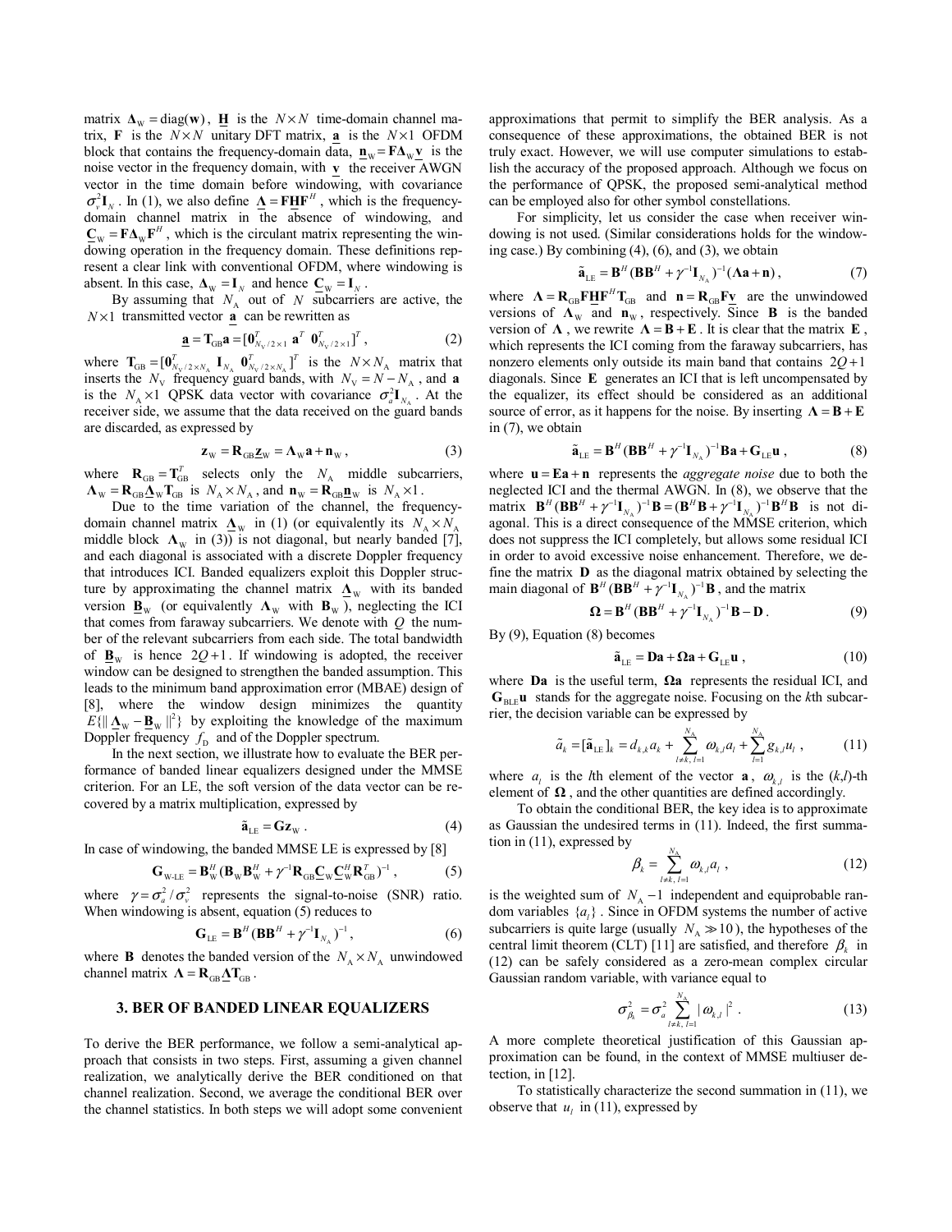matrix $\mathbf{\Delta}_W = \text{diag}(\mathbf{w})$, $\underline{\mathbf{H}}$ is the $N \times N$ time-domain channel matrix, $\mathbf{F}$ is the $N \times N$ unitary DFT matrix, $\underline{\mathbf{a}}$ is the $N \times 1$ OFDM block that contains the frequency-domain data, $\underline{\mathbf{n}}_W = \mathbf{F}\mathbf{\Delta}_W \underline{\mathbf{v}}$ is the noise vector in the frequency domain, with $\underline{\mathbf{v}}$ the receiver AWGN vector in the time domain before windowing, with covariance $\sigma_v^2 \mathbf{I}_N$. In (1), we also define $\underline{\mathbf{\Lambda}} = \mathbf{F}\underline{\mathbf{H}}\mathbf{F}^H$, which is the frequency-domain channel matrix in the absence of windowing, and $\underline{\mathbf{C}}_W = \mathbf{F}\mathbf{\Delta}_W \mathbf{F}^H$, which is the circulant matrix representing the windowing operation in the frequency domain. These definitions represent a clear link with conventional OFDM, where windowing is absent. In this case, $\mathbf{\Delta}_W = \mathbf{I}_N$ and hence $\underline{\mathbf{C}}_W = \mathbf{I}_N$.

By assuming that $N_A$ out of $N$ subcarriers are active, the $N \times 1$ transmitted vector $\underline{\mathbf{a}}$ can be rewritten as

$$\underline{\mathbf{a}} = \mathbf{T}_{GB}\mathbf{a} = [\mathbf{0}_{N_V/2\times 1}^T \ \mathbf{a}^T \ \mathbf{0}_{N_V/2\times 1}^T]^T , \qquad (2)$$

where $\mathbf{T}_{GB} = [\mathbf{0}_{N_V/2\times N_A}^T \ \mathbf{I}_{N_A} \ \mathbf{0}_{N_V/2\times N_A}^T]^T$ is the $N \times N_A$ matrix that inserts the $N_V$ frequency guard bands, with $N_V = N - N_A$, and $\mathbf{a}$ is the $N_A \times 1$ QPSK data vector with covariance $\sigma_a^2 \mathbf{I}_{N_A}$. At the receiver side, we assume that the data received on the guard bands are discarded, as expressed by

$$\mathbf{z}_W = \mathbf{R}_{GB}\underline{\mathbf{z}}_W = \mathbf{\Lambda}_W \mathbf{a} + \mathbf{n}_W , \qquad (3)$$

where $\mathbf{R}_{GB} = \mathbf{T}_{GB}^T$ selects only the $N_A$ middle subcarriers, $\mathbf{\Lambda}_W = \mathbf{R}_{GB}\underline{\mathbf{\Lambda}}_W \mathbf{T}_{GB}$ is $N_A \times N_A$, and $\mathbf{n}_W = \mathbf{R}_{GB}\underline{\mathbf{n}}_W$ is $N_A \times 1$.

Due to the time variation of the channel, the frequency-domain channel matrix $\underline{\mathbf{\Lambda}}_W$ in (1) (or equivalently its $N_A \times N_A$ middle block $\mathbf{\Lambda}_W$ in (3)) is not diagonal, but nearly banded [7], and each diagonal is associated with a discrete Doppler frequency that introduces ICI. Banded equalizers exploit this Doppler structure by approximating the channel matrix $\underline{\mathbf{\Lambda}}_W$ with its banded version $\underline{\mathbf{B}}_W$ (or equivalently $\mathbf{\Lambda}_W$ with $\mathbf{B}_W$), neglecting the ICI that comes from faraway subcarriers. We denote with $Q$ the number of the relevant subcarriers from each side. The total bandwidth of $\underline{\mathbf{B}}_W$ is hence $2Q+1$. If windowing is adopted, the receiver window can be designed to strengthen the banded assumption. This leads to the minimum band approximation error (MBAE) design of [8], where the window design minimizes the quantity $E\{\| \underline{\mathbf{\Lambda}}_W - \underline{\mathbf{B}}_W \|^2\}$ by exploiting the knowledge of the maximum Doppler frequency $f_D$ and of the Doppler spectrum.

In the next section, we illustrate how to evaluate the BER performance of banded linear equalizers designed under the MMSE criterion. For an LE, the soft version of the data vector can be recovered by a matrix multiplication, expressed by

$$\tilde{\mathbf{a}}_{LE} = \mathbf{G}\mathbf{z}_W . \qquad (4)$$

In case of windowing, the banded MMSE LE is expressed by [8]

$$\mathbf{G}_{W\text{-}LE} = \mathbf{B}_W^H (\mathbf{B}_W \mathbf{B}_W^H + \gamma^{-1}\mathbf{R}_{GB}\underline{\mathbf{C}}_W \underline{\mathbf{C}}_W^H \mathbf{R}_{GB}^T)^{-1} , \qquad (5)$$

where $\gamma = \sigma_a^2 / \sigma_v^2$ represents the signal-to-noise (SNR) ratio. When windowing is absent, equation (5) reduces to

$$\mathbf{G}_{LE} = \mathbf{B}^H (\mathbf{B}\mathbf{B}^H + \gamma^{-1}\mathbf{I}_{N_A})^{-1} , \qquad (6)$$

where $\mathbf{B}$ denotes the banded version of the $N_A \times N_A$ unwindowed channel matrix $\mathbf{\Lambda} = \mathbf{R}_{GB}\underline{\mathbf{\Lambda}}\mathbf{T}_{GB}$.

## 3. BER OF BANDED LINEAR EQUALIZERS

To derive the BER performance, we follow a semi-analytical approach that consists in two steps. First, assuming a given channel realization, we analytically derive the BER conditioned on that channel realization. Second, we average the conditional BER over the channel statistics. In both steps we will adopt some convenient approximations that permit to simplify the BER analysis. As a consequence of these approximations, the obtained BER is not truly exact. However, we will use computer simulations to establish the accuracy of the proposed approach. Although we focus on the performance of QPSK, the proposed semi-analytical method can be employed also for other symbol constellations.

For simplicity, let us consider the case when receiver windowing is not used. (Similar considerations holds for the windowing case.) By combining (4), (6), and (3), we obtain

$$\tilde{\mathbf{a}}_{LE} = \mathbf{B}^H (\mathbf{B}\mathbf{B}^H + \gamma^{-1}\mathbf{I}_{N_A})^{-1} (\mathbf{\Lambda}\mathbf{a} + \mathbf{n}) , \qquad (7)$$

where $\mathbf{\Lambda} = \mathbf{R}_{GB}\mathbf{F}\underline{\mathbf{H}}\mathbf{F}^H \mathbf{T}_{GB}$ and $\mathbf{n} = \mathbf{R}_{GB}\mathbf{F}\underline{\mathbf{v}}$ are the unwindowed versions of $\mathbf{\Lambda}_W$ and $\mathbf{n}_W$, respectively. Since $\mathbf{B}$ is the banded version of $\mathbf{\Lambda}$, we rewrite $\mathbf{\Lambda} = \mathbf{B} + \mathbf{E}$. It is clear that the matrix $\mathbf{E}$, which represents the ICI coming from the faraway subcarriers, has nonzero elements only outside its main band that contains $2Q+1$ diagonals. Since $\mathbf{E}$ generates an ICI that is left uncompensated by the equalizer, its effect should be considered as an additional source of error, as it happens for the noise. By inserting $\mathbf{\Lambda} = \mathbf{B} + \mathbf{E}$ in (7), we obtain

$$\tilde{\mathbf{a}}_{LE} = \mathbf{B}^H (\mathbf{B}\mathbf{B}^H + \gamma^{-1}\mathbf{I}_{N_A})^{-1} \mathbf{B}\mathbf{a} + \mathbf{G}_{LE}\mathbf{u} , \qquad (8)$$

where $\mathbf{u} = \mathbf{E}\mathbf{a} + \mathbf{n}$ represents the *aggregate noise* due to both the neglected ICI and the thermal AWGN. In (8), we observe that the matrix $\mathbf{B}^H (\mathbf{B}\mathbf{B}^H + \gamma^{-1}\mathbf{I}_{N_A})^{-1}\mathbf{B} = (\mathbf{B}^H\mathbf{B} + \gamma^{-1}\mathbf{I}_{N_A})^{-1}\mathbf{B}^H\mathbf{B}$ is not diagonal. This is a direct consequence of the MMSE criterion, which does not suppress the ICI completely, but allows some residual ICI in order to avoid excessive noise enhancement. Therefore, we define the matrix $\mathbf{D}$ as the diagonal matrix obtained by selecting the main diagonal of $\mathbf{B}^H (\mathbf{B}\mathbf{B}^H + \gamma^{-1}\mathbf{I}_{N_A})^{-1}\mathbf{B}$, and the matrix

$$\mathbf{\Omega} = \mathbf{B}^H (\mathbf{B}\mathbf{B}^H + \gamma^{-1}\mathbf{I}_{N_A})^{-1}\mathbf{B} - \mathbf{D} . \qquad (9)$$

By (9), Equation (8) becomes

$$\tilde{\mathbf{a}}_{LE} = \mathbf{D}\mathbf{a} + \mathbf{\Omega}\mathbf{a} + \mathbf{G}_{LE}\mathbf{u} , \qquad (10)$$

where $\mathbf{D}\mathbf{a}$ is the useful term, $\mathbf{\Omega}\mathbf{a}$ represents the residual ICI, and $\mathbf{G}_{BLE}\mathbf{u}$ stands for the aggregate noise. Focusing on the $k$th subcarrier, the decision variable can be expressed by

$$\tilde{a}_k = [\tilde{\mathbf{a}}_{LE}]_k = d_{k,k}a_k + \sum_{l\neq k,\, l=1}^{N_A} \omega_{k,l}a_l + \sum_{l=1}^{N_A} g_{k,l}u_l , \qquad (11)$$

where $a_l$ is the $l$th element of the vector $\mathbf{a}$, $\omega_{k,l}$ is the ($k$,$l$)-th element of $\mathbf{\Omega}$, and the other quantities are defined accordingly.

To obtain the conditional BER, the key idea is to approximate as Gaussian the undesired terms in (11). Indeed, the first summation in (11), expressed by

$$\beta_k = \sum_{l\neq k,\, l=1}^{N_A} \omega_{k,l}a_l , \qquad (12)$$

is the weighted sum of $N_A - 1$ independent and equiprobable random variables $\{a_l\}$. Since in OFDM systems the number of active subcarriers is quite large (usually $N_A \gg 10$), the hypotheses of the central limit theorem (CLT) [11] are satisfied, and therefore $\beta_k$ in (12) can be safely considered as a zero-mean complex circular Gaussian random variable, with variance equal to

$$\sigma_{\beta_k}^2 = \sigma_a^2 \sum_{l\neq k,\, l=1}^{N_A} |\omega_{k,l}|^2 . \qquad (13)$$

A more complete theoretical justification of this Gaussian approximation can be found, in the context of MMSE multiuser detection, in [12].

To statistically characterize the second summation in (11), we observe that $u_l$ in (11), expressed by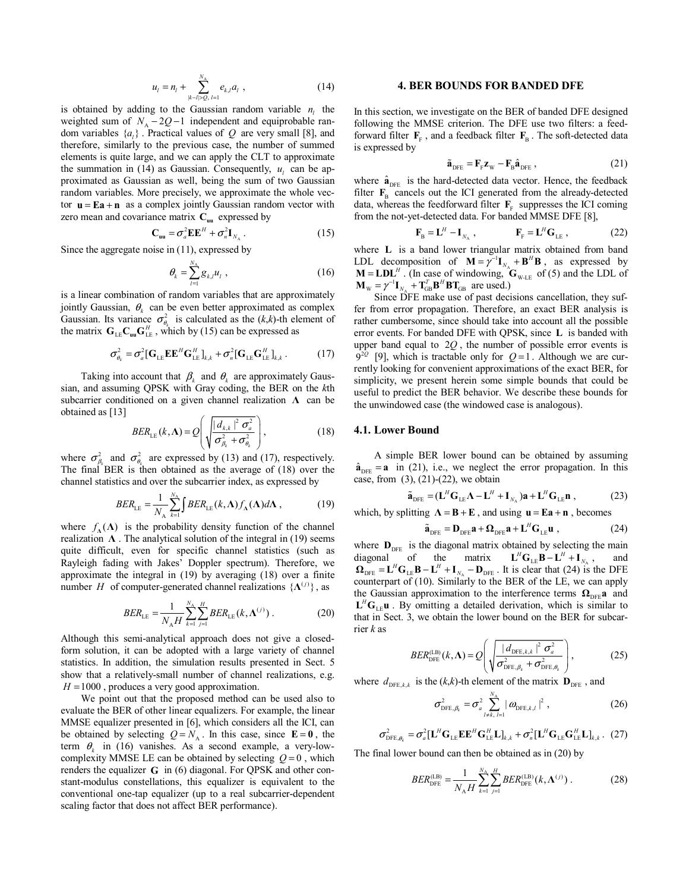$$u_l = n_l + \sum_{|k-l|>Q,\, l=1}^{N_A} e_{k,l} a_l \ , \tag{14}$$

is obtained by adding to the Gaussian random variable $n_l$ the weighted sum of $N_A - 2Q - 1$ independent and equiprobable random variables $\{a_l\}$. Practical values of $Q$ are very small [8], and therefore, similarly to the previous case, the number of summed elements is quite large, and we can apply the CLT to approximate the summation in (14) as Gaussian. Consequently, $u_l$ can be approximated as Gaussian as well, being the sum of two Gaussian random variables. More precisely, we approximate the whole vector $\mathbf{u} = \mathbf{Ea} + \mathbf{n}$ as a complex jointly Gaussian random vector with zero mean and covariance matrix $\mathbf{C_{uu}}$ expressed by

$$\mathbf{C_{uu}} = \sigma_a^2 \mathbf{E}\mathbf{E}^H + \sigma_n^2 \mathbf{I}_{N_A} \ . \tag{15}$$

Since the aggregate noise in (11), expressed by

$$\theta_k = \sum_{l=1}^{N_A} g_{k,l} u_l \ , \tag{16}$$

is a linear combination of random variables that are approximately jointly Gaussian, $\theta_k$ can be even better approximated as complex Gaussian. Its variance $\sigma_{\theta_k}^2$ is calculated as the $(k,k)$-th element of the matrix $\mathbf{G}_{\text{LE}} \mathbf{C_{uu}} \mathbf{G}_{\text{LE}}^H$, which by (15) can be expressed as

$$\sigma_{\theta_k}^2 = \sigma_a^2 [\mathbf{G}_{\text{LE}} \mathbf{E}\mathbf{E}^H \mathbf{G}_{\text{LE}}^H]_{k,k} + \sigma_n^2 [\mathbf{G}_{\text{LE}} \mathbf{G}_{\text{LE}}^H]_{k,k} \ . \tag{17}$$

Taking into account that $\beta_k$ and $\theta_k$ are approximately Gaussian, and assuming QPSK with Gray coding, the BER on the $k$th subcarrier conditioned on a given channel realization $\mathbf{\Lambda}$ can be obtained as [13]

$$BER_{\text{LE}}(k, \mathbf{\Lambda}) = Q\left( \sqrt{\frac{|d_{k,k}|^2 \sigma_a^2}{\sigma_{\beta_k}^2 + \sigma_{\theta_k}^2}} \right) , \tag{18}$$

where $\sigma_{\beta_k}^2$ and $\sigma_{\theta_k}^2$ are expressed by (13) and (17), respectively. The final BER is then obtained as the average of (18) over the channel statistics and over the subcarrier index, as expressed by

$$BER_{\text{LE}} = \frac{1}{N_A} \sum_{k=1}^{N_A} \int BER_{\text{LE}}(k, \mathbf{\Lambda}) f_{\mathbf{\Lambda}}(\mathbf{\Lambda}) d\mathbf{\Lambda} \ , \tag{19}$$

where $f_{\mathbf{\Lambda}}(\mathbf{\Lambda})$ is the probability density function of the channel realization $\mathbf{\Lambda}$. The analytical solution of the integral in (19) seems quite difficult, even for specific channel statistics (such as Rayleigh fading with Jakes' Doppler spectrum). Therefore, we approximate the integral in (19) by averaging (18) over a finite number $H$ of computer-generated channel realizations $\{\mathbf{\Lambda}^{(j)}\}$, as

$$BER_{\text{LE}} = \frac{1}{N_A H} \sum_{k=1}^{N_A} \sum_{j=1}^{H} BER_{\text{LE}}(k, \mathbf{\Lambda}^{(j)}) \ . \tag{20}$$

Although this semi-analytical approach does not give a closed-form solution, it can be adopted with a large variety of channel statistics. In addition, the simulation results presented in Sect. 5 show that a relatively-small number of channel realizations, e.g. $H = 1000$, produces a very good approximation.

We point out that the proposed method can be used also to evaluate the BER of other linear equalizers. For example, the linear MMSE equalizer presented in [6], which considers all the ICI, can be obtained by selecting $Q = N_A$. In this case, since $\mathbf{E} = \mathbf{0}$, the term $\theta_k$ in (16) vanishes. As a second example, a very-low-complexity MMSE LE can be obtained by selecting $Q = 0$, which renders the equalizer $\mathbf{G}$ in (6) diagonal. For QPSK and other constant-modulus constellations, this equalizer is equivalent to the conventional one-tap equalizer (up to a real subcarrier-dependent scaling factor that does not affect BER performance).

## 4. BER BOUNDS FOR BANDED DFE

In this section, we investigate on the BER of banded DFE designed following the MMSE criterion. The DFE use two filters: a feedforward filter $\mathbf{F}_{\text{F}}$, and a feedback filter $\mathbf{F}_{\text{B}}$. The soft-detected data is expressed by

$$\tilde{\mathbf{a}}_{\text{DFE}} = \mathbf{F}_{\text{F}} \mathbf{z}_{\text{W}} - \mathbf{F}_{\text{B}} \hat{\mathbf{a}}_{\text{DFE}} \ , \tag{21}$$

where $\hat{\mathbf{a}}_{\text{DFE}}$ is the hard-detected data vector. Hence, the feedback filter $\mathbf{F}_{\text{B}}$ cancels out the ICI generated from the already-detected data, whereas the feedforward filter $\mathbf{F}_{\text{F}}$ suppresses the ICI coming from the not-yet-detected data. For banded MMSE DFE [8],

$$\mathbf{F}_{\text{B}} = \mathbf{L}^H - \mathbf{I}_{N_A} \ , \qquad \mathbf{F}_{\text{F}} = \mathbf{L}^H \mathbf{G}_{\text{LE}} \ , \tag{22}$$

where $\mathbf{L}$ is a band lower triangular matrix obtained from band LDL decomposition of $\mathbf{M} = \gamma^{-1} \mathbf{I}_{N_A} + \mathbf{B}^H \mathbf{B}$, as expressed by $\mathbf{M} = \mathbf{LDL}^H$. (In case of windowing, $\mathbf{G}_{\text{W-LE}}$ of (5) and the LDL of $\mathbf{M}_{\text{W}} = \gamma^{-1} \mathbf{I}_{N_A} + \mathbf{T}_{\text{GB}}^T \mathbf{B}^H \mathbf{B} \mathbf{T}_{\text{GB}}$ are used.)

Since DFE make use of past decisions cancellation, they suffer from error propagation. Therefore, an exact BER analysis is rather cumbersome, since should take into account all the possible error events. For banded DFE with QPSK, since $\mathbf{L}$ is banded with upper band equal to $2Q$, the number of possible error events is $9^{2Q}$ [9], which is tractable only for $Q = 1$. Although we are currently looking for convenient approximations of the exact BER, for simplicity, we present herein some simple bounds that could be useful to predict the BER behavior. We describe these bounds for the unwindowed case (the windowed case is analogous).

### 4.1. Lower Bound

A simple BER lower bound can be obtained by assuming $\hat{\mathbf{a}}_{\text{DFE}} = \mathbf{a}$ in (21), i.e., we neglect the error propagation. In this case, from (3), (21)-(22), we obtain

$$\tilde{\mathbf{a}}_{\text{DFE}} = (\mathbf{L}^H \mathbf{G}_{\text{LE}} \mathbf{\Lambda} - \mathbf{L}^H + \mathbf{I}_{N_A}) \mathbf{a} + \mathbf{L}^H \mathbf{G}_{\text{LE}} \mathbf{n} \ , \tag{23}$$

which, by splitting $\mathbf{\Lambda} = \mathbf{B} + \mathbf{E}$, and using $\mathbf{u} = \mathbf{Ea} + \mathbf{n}$, becomes

$$\tilde{\mathbf{a}}_{\text{DFE}} = \mathbf{D}_{\text{DFE}} \mathbf{a} + \mathbf{\Omega}_{\text{DFE}} \mathbf{a} + \mathbf{L}^H \mathbf{G}_{\text{LE}} \mathbf{u} \ , \tag{24}$$

where $\mathbf{D}_{\text{DFE}}$ is the diagonal matrix obtained by selecting the main diagonal of the matrix $\mathbf{L}^H \mathbf{G}_{\text{LE}} \mathbf{B} - \mathbf{L}^H + \mathbf{I}_{N_A}$, and $\mathbf{\Omega}_{\text{DFE}} = \mathbf{L}^H \mathbf{G}_{\text{LE}} \mathbf{B} - \mathbf{L}^H + \mathbf{I}_{N_A} - \mathbf{D}_{\text{DFE}}$. It is clear that (24) is the DFE counterpart of (10). Similarly to the BER of the LE, we can apply the Gaussian approximation to the interference terms $\mathbf{\Omega}_{\text{DFE}} \mathbf{a}$ and $\mathbf{L}^H \mathbf{G}_{\text{LE}} \mathbf{u}$. By omitting a detailed derivation, which is similar to that in Sect. 3, we obtain the lower bound on the BER for subcarrier $k$ as

$$BER_{\text{DFE}}^{(\text{LB})}(k, \mathbf{\Lambda}) = Q\left( \sqrt{\frac{|d_{\text{DFE},k,k}|^2 \sigma_a^2}{\sigma_{\text{DFE},\beta_k}^2 + \sigma_{\text{DFE},\theta_k}^2}} \right) , \tag{25}$$

where $d_{\text{DFE},k,k}$ is the $(k,k)$-th element of the matrix $\mathbf{D}_{\text{DFE}}$, and

$$\sigma_{\text{DFE},\beta_k}^2 = \sigma_a^2 \sum_{l \neq k,\, l=1}^{N_A} |\omega_{\text{DFE},k,l}|^2 \ , \tag{26}$$

$$\sigma_{\text{DFE},\theta_k}^2 = \sigma_a^2 [\mathbf{L}^H \mathbf{G}_{\text{LE}} \mathbf{E}\mathbf{E}^H \mathbf{G}_{\text{LE}}^H \mathbf{L}]_{k,k} + \sigma_n^2 [\mathbf{L}^H \mathbf{G}_{\text{LE}} \mathbf{G}_{\text{LE}}^H \mathbf{L}]_{k,k} \ . \tag{27}$$

The final lower bound can then be obtained as in (20) by

$$BER_{\text{DFE}}^{(\text{LB})} = \frac{1}{N_A H} \sum_{k=1}^{N_A} \sum_{j=1}^{H} BER_{\text{DFE}}^{(\text{LB})}(k, \mathbf{\Lambda}^{(j)}) \ . \tag{28}$$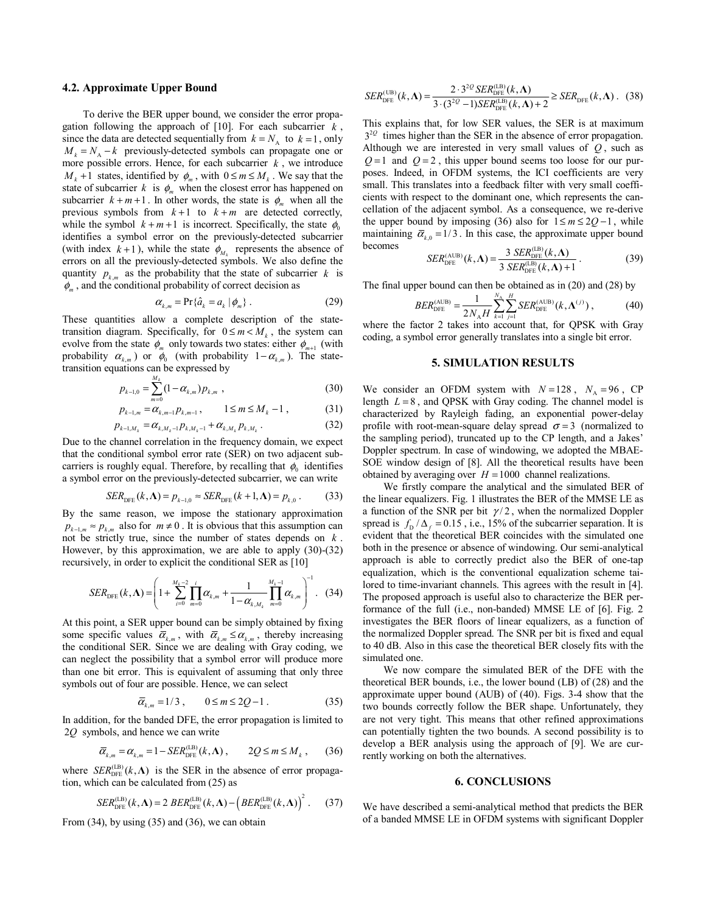### 4.2. Approximate Upper Bound

To derive the BER upper bound, we consider the error propagation following the approach of [10]. For each subcarrier $k$, since the data are detected sequentially from $k = N_A$ to $k = 1$, only $M_k = N_A - k$ previously-detected symbols can propagate one or more possible errors. Hence, for each subcarrier $k$, we introduce $M_k + 1$ states, identified by $\phi_m$, with $0 \le m \le M_k$. We say that the state of subcarrier $k$ is $\phi_m$ when the closest error has happened on subcarrier $k + m + 1$. In other words, the state is $\phi_m$ when all the previous symbols from $k+1$ to $k+m$ are detected correctly, while the symbol $k+m+1$ is incorrect. Specifically, the state $\phi_0$ identifies a symbol error on the previously-detected subcarrier (with index $k+1$), while the state $\phi_{M_k}$ represents the absence of errors on all the previously-detected symbols. We also define the quantity $p_{k,m}$ as the probability that the state of subcarrier $k$ is $\phi_m$, and the conditional probability of correct decision as

$$\alpha_{k,m} = \Pr\{\hat{a}_k = a_k \mid \phi_m\} . \quad (29)$$

These quantities allow a complete description of the state-transition diagram. Specifically, for $0 \le m < M_k$, the system can evolve from the state $\phi_m$ only towards two states: either $\phi_{m+1}$ (with probability $\alpha_{k,m}$) or $\phi_0$ (with probability $1-\alpha_{k,m}$). The state-transition equations can be expressed by

$$p_{k-1,0} = \sum_{m=0}^{M_k} (1-\alpha_{k,m}) p_{k,m} , \quad (30)$$

$$p_{k-1,m} = \alpha_{k,m-1} p_{k,m-1} , \qquad 1 \le m \le M_k - 1 , \quad (31)$$

$$p_{k-1,M_k} = \alpha_{k,M_k-1} p_{k,M_k-1} + \alpha_{k,M_k} p_{k,M_k} . \quad (32)$$

Due to the channel correlation in the frequency domain, we expect that the conditional symbol error rate (SER) on two adjacent subcarriers is roughly equal. Therefore, by recalling that $\phi_0$ identifies a symbol error on the previously-detected subcarrier, we can write

$$SER_{\text{DFE}}(k,\mathbf{\Lambda}) = p_{k-1,0} \approx SER_{\text{DFE}}(k+1,\mathbf{\Lambda}) = p_{k,0} . \quad (33)$$

By the same reason, we impose the stationary approximation $p_{k-1,m} \approx p_{k,m}$ also for $m \ne 0$. It is obvious that this assumption can not be strictly true, since the number of states depends on $k$. However, by this approximation, we are able to apply (30)-(32) recursively, in order to explicit the conditional SER as [10]

$$SER_{\text{DFE}}(k,\mathbf{\Lambda}) = \left( 1 + \sum_{i=0}^{M_k-2} \prod_{m=0}^{i} \alpha_{k,m} + \frac{1}{1-\alpha_{k,M_k}} \prod_{m=0}^{M_k-1} \alpha_{k,m} \right)^{-1} . \quad (34)$$

At this point, a SER upper bound can be simply obtained by fixing some specific values $\bar{\alpha}_{k,m}$, with $\bar{\alpha}_{k,m} \le \alpha_{k,m}$, thereby increasing the conditional SER. Since we are dealing with Gray coding, we can neglect the possibility that a symbol error will produce more than one bit error. This is equivalent of assuming that only three symbols out of four are possible. Hence, we can select

$$\bar{\alpha}_{k,m} = 1/3 , \qquad 0 \le m \le 2Q-1 . \quad (35)$$

In addition, for the banded DFE, the error propagation is limited to $2Q$ symbols, and hence we can write

$$\bar{\alpha}_{k,m} = \alpha_{k,m} = 1 - SER_{\text{DFE}}^{(\text{LB})}(k,\mathbf{\Lambda}) , \qquad 2Q \le m \le M_k , \quad (36)$$

where $SER_{\text{DFE}}^{(\text{LB})}(k,\mathbf{\Lambda})$ is the SER in the absence of error propagation, which can be calculated from (25) as

$$SER_{\text{DFE}}^{(\text{LB})}(k,\mathbf{\Lambda}) = 2\, BER_{\text{DFE}}^{(\text{LB})}(k,\mathbf{\Lambda}) - \left( BER_{\text{DFE}}^{(\text{LB})}(k,\mathbf{\Lambda}) \right)^2 . \quad (37)$$

From (34), by using (35) and (36), we can obtain

$$SER_{\text{DFE}}^{(\text{UB})}(k,\mathbf{\Lambda}) = \frac{2 \cdot 3^{2Q} SER_{\text{DFE}}^{(\text{LB})}(k,\mathbf{\Lambda})}{3 \cdot (3^{2Q}-1) SER_{\text{DFE}}^{(\text{LB})}(k,\mathbf{\Lambda}) + 2} \ge SER_{\text{DFE}}(k,\mathbf{\Lambda}) . \quad (38)$$

This explains that, for low SER values, the SER is at maximum $3^{2Q}$ times higher than the SER in the absence of error propagation. Although we are interested in very small values of $Q$, such as $Q=1$ and $Q=2$, this upper bound seems too loose for our purposes. Indeed, in OFDM systems, the ICI coefficients are very small. This translates into a feedback filter with very small coefficients with respect to the dominant one, which represents the cancellation of the adjacent symbol. As a consequence, we re-derive the upper bound by imposing (36) also for $1 \le m \le 2Q-1$, while maintaining $\bar{\alpha}_{k,0} = 1/3$. In this case, the approximate upper bound becomes

$$SER_{\text{DFE}}^{(\text{AUB})}(k,\mathbf{\Lambda}) = \frac{3\, SER_{\text{DFE}}^{(\text{LB})}(k,\mathbf{\Lambda})}{3\, SER_{\text{DFE}}^{(\text{LB})}(k,\mathbf{\Lambda}) + 1} . \quad (39)$$

The final upper bound can then be obtained as in (20) and (28) by

$$BER_{\text{DFE}}^{(\text{AUB})} = \frac{1}{2 N_A H} \sum_{k=1}^{N_A} \sum_{j=1}^{H} SER_{\text{DFE}}^{(\text{AUB})}(k,\mathbf{\Lambda}^{(j)}) , \quad (40)$$

where the factor 2 takes into account that, for QPSK with Gray coding, a symbol error generally translates into a single bit error.

## 5. SIMULATION RESULTS

We consider an OFDM system with $N = 128$, $N_A = 96$, CP length $L = 8$, and QPSK with Gray coding. The channel model is characterized by Rayleigh fading, an exponential power-delay profile with root-mean-square delay spread $\sigma = 3$ (normalized to the sampling period), truncated up to the CP length, and a Jakes' Doppler spectrum. In case of windowing, we adopted the MBAE-SOE window design of [8]. All the theoretical results have been obtained by averaging over $H = 1000$ channel realizations.

We firstly compare the analytical and the simulated BER of the linear equalizers. Fig. 1 illustrates the BER of the MMSE LE as a function of the SNR per bit $\gamma/2$, when the normalized Doppler spread is $f_D/\Delta_f = 0.15$, i.e., 15% of the subcarrier separation. It is evident that the theoretical BER coincides with the simulated one both in the presence or absence of windowing. Our semi-analytical approach is able to correctly predict also the BER of one-tap equalization, which is the conventional equalization scheme tailored to time-invariant channels. This agrees with the result in [4]. The proposed approach is useful also to characterize the BER performance of the full (i.e., non-banded) MMSE LE of [6]. Fig. 2 investigates the BER floors of linear equalizers, as a function of the normalized Doppler spread. The SNR per bit is fixed and equal to 40 dB. Also in this case the theoretical BER closely fits with the simulated one.

We now compare the simulated BER of the DFE with the theoretical BER bounds, i.e., the lower bound (LB) of (28) and the approximate upper bound (AUB) of (40). Figs. 3-4 show that the two bounds correctly follow the BER shape. Unfortunately, they are not very tight. This means that other refined approximations can potentially tighten the two bounds. A second possibility is to develop a BER analysis using the approach of [9]. We are currently working on both the alternatives.

## 6. CONCLUSIONS

We have described a semi-analytical method that predicts the BER of a banded MMSE LE in OFDM systems with significant Doppler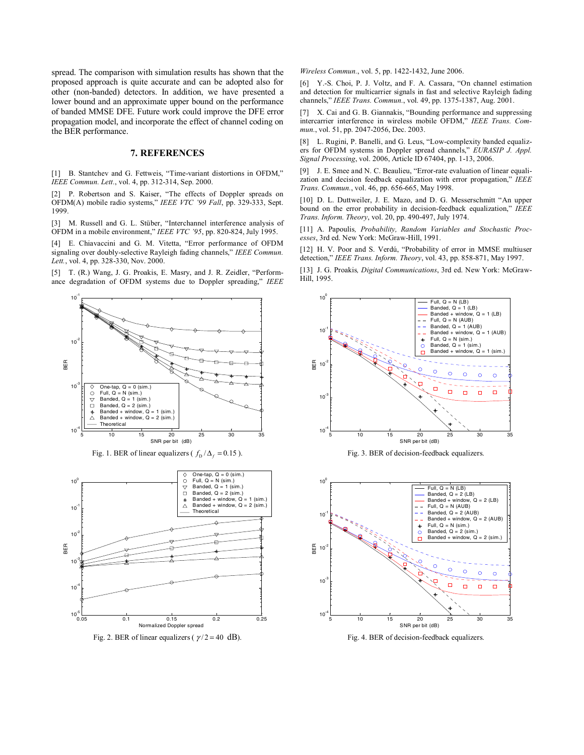spread. The comparison with simulation results has shown that the proposed approach is quite accurate and can be adopted also for other (non-banded) detectors. In addition, we have presented a lower bound and an approximate upper bound on the performance of banded MMSE DFE. Future work could improve the DFE error propagation model, and incorporate the effect of channel coding on the BER performance.

## 7. REFERENCES

[1] B. Stantchev and G. Fettweis, "Time-variant distortions in OFDM," *IEEE Commun. Lett.*, vol. 4, pp. 312-314, Sep. 2000.

[2] P. Robertson and S. Kaiser, "The effects of Doppler spreads on OFDM(A) mobile radio systems," *IEEE VTC '99 Fall*, pp. 329-333, Sept. 1999.

[3] M. Russell and G. L. Stüber, "Interchannel interference analysis of OFDM in a mobile environment," *IEEE VTC '95*, pp. 820-824, July 1995.

[4] E. Chiavaccini and G. M. Vitetta, "Error performance of OFDM signaling over doubly-selective Rayleigh fading channels," *IEEE Commun. Lett.*, vol. 4, pp. 328-330, Nov. 2000.

[5] T. (R.) Wang, J. G. Proakis, E. Masry, and J. R. Zeidler, "Performance degradation of OFDM systems due to Doppler spreading," *IEEE Wireless Commun.*, vol. 5, pp. 1422-1432, June 2006.

[6] Y.-S. Choi, P. J. Voltz, and F. A. Cassara, "On channel estimation and detection for multicarrier signals in fast and selective Rayleigh fading channels," *IEEE Trans. Commun.*, vol. 49, pp. 1375-1387, Aug. 2001.

[7] X. Cai and G. B. Giannakis, "Bounding performance and suppressing intercarrier interference in wireless mobile OFDM," *IEEE Trans. Commun.*, vol. 51, pp. 2047-2056, Dec. 2003.

[8] L. Rugini, P. Banelli, and G. Leus, "Low-complexity banded equalizers for OFDM systems in Doppler spread channels," *EURASIP J. Appl. Signal Processing*, vol. 2006, Article ID 67404, pp. 1-13, 2006.

[9] J. E. Smee and N. C. Beaulieu, "Error-rate evaluation of linear equalization and decision feedback equalization with error propagation," *IEEE Trans. Commun.*, vol. 46, pp. 656-665, May 1998.

[10] D. L. Duttweiler, J. E. Mazo, and D. G. Messerschmitt "An upper bound on the error probability in decision-feedback equalization," *IEEE Trans. Inform. Theory*, vol. 20, pp. 490-497, July 1974.

[11] A. Papoulis, *Probability, Random Variables and Stochastic Processes*, 3rd ed. New York: McGraw-Hill, 1991.

[12] H. V. Poor and S. Verdú, "Probability of error in MMSE multiuser detection," *IEEE Trans. Inform. Theory*, vol. 43, pp. 858-871, May 1997.

[13] J. G. Proakis, *Digital Communications*, 3rd ed. New York: McGraw-Hill, 1995.

BER
SNR per bit (dB)
One-tap, Q = 0 (sim.)
Full, Q = N (sim.)
Banded, Q = 1 (sim.)
Banded, Q = 2 (sim.)
Banded + window, Q = 1 (sim.)
Banded + window, Q = 2 (sim.)
Theoretical

Fig. 1. BER of linear equalizers ( $f_D / \Delta_f = 0.15$ ).

BER
SNR per bit (dB)
Full, Q = N (LB)
Banded, Q = 1 (LB)
Banded + window, Q = 1 (LB)
Full, Q = N (AUB)
Banded, Q = 1 (AUB)
Banded + window, Q = 1 (AUB)
Full, Q = N (sim.)
Banded, Q = 1 (sim.)
Banded + window, Q = 1 (sim.)

Fig. 3. BER of decision-feedback equalizers.

BER
Normalized Doppler spread
One-tap, Q = 0 (sim.)
Full, Q = N (sim.)
Banded, Q = 1 (sim.)
Banded, Q = 2 (sim.)
Banded + window, Q = 1 (sim.)
Banded + window, Q = 2 (sim.)
Theoretical

Fig. 2. BER of linear equalizers ( $\gamma / 2 = 40$ dB).

BER
SNR per bit (dB)
Full, Q = N (LB)
Banded, Q = 2 (LB)
Banded + window, Q = 2 (LB)
Full, Q = N (AUB)
Banded, Q = 2 (AUB)
Banded + window, Q = 2 (AUB)
Full, Q = N (sim.)
Banded, Q = 2 (sim.)
Banded + window, Q = 2 (sim.)

Fig. 4. BER of decision-feedback equalizers.